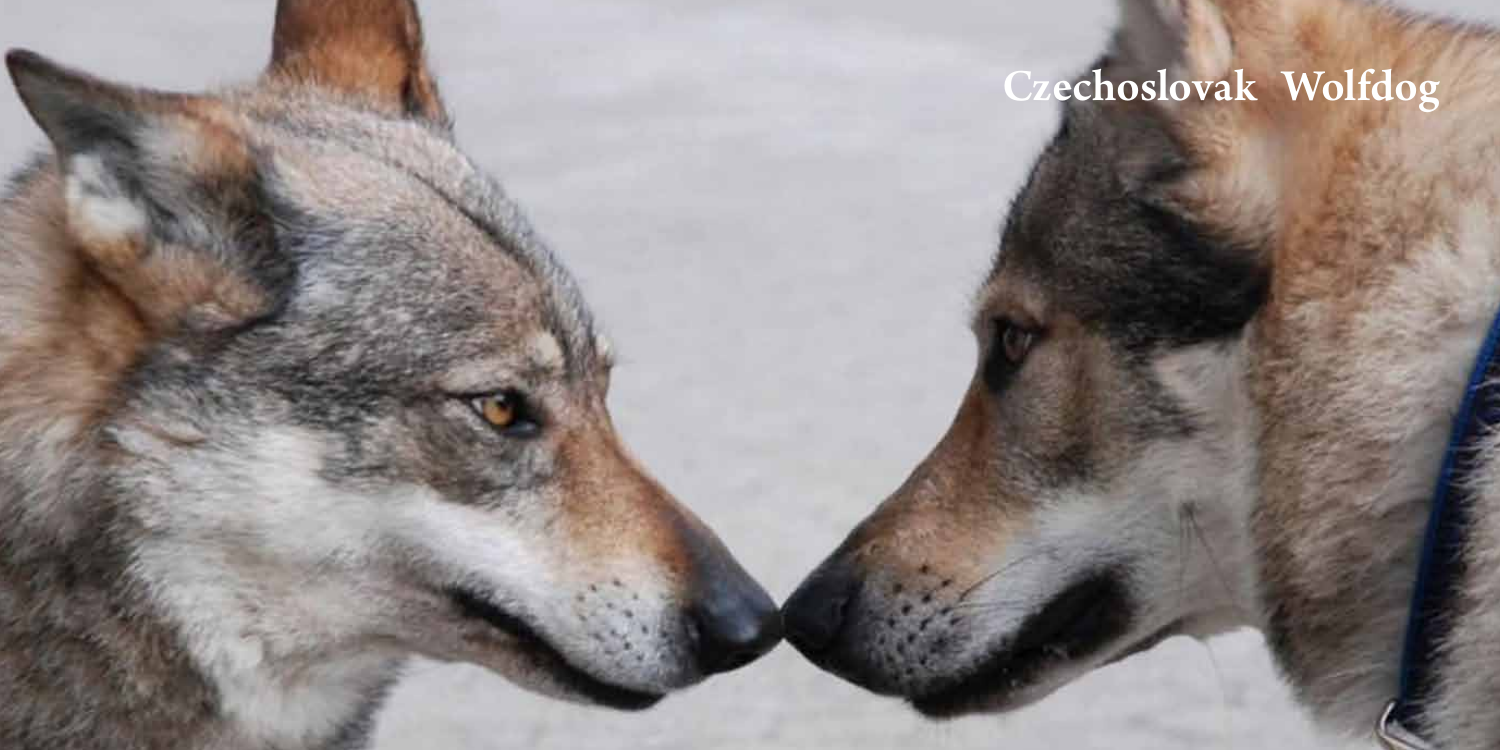# Czechoslovak Wolfdog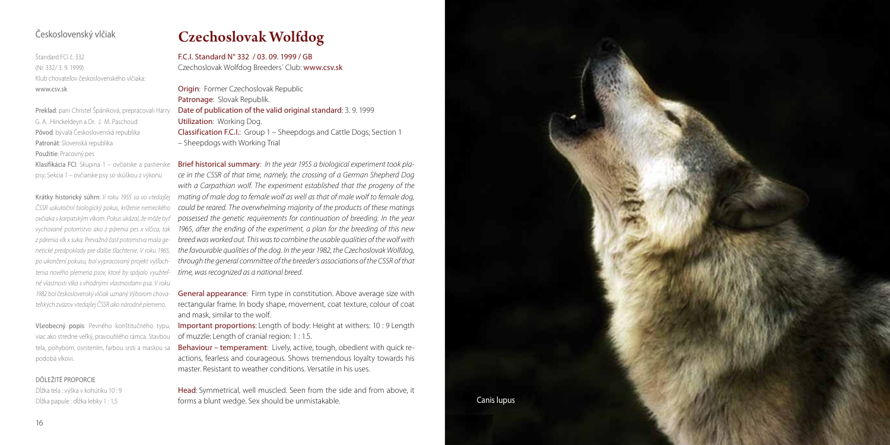## Československý vlčiak

Štandard FCI č. 332
(Nr. 332/ 3. 9. 1999)
Klub chovateľov československého vlčiaka:
www.csv.sk

Preklad: pani Christel Špániková, prepracovali Harry G. A. Hinckeldeyn a Dr. J. M. Paschoud
Pôvod: bývalá Československá republika
Patronát: Slovenská republika
Použitie: Pracovný pes
Klasifikácia FCI: Skupina 1 – ovčiarske a pastierske psy; Sekcia 1 – ovčiarske psy so skúškou z výkonu

Krátky historický súhrn: *V roku 1955 sa vo vtedajšej ČSSR uskutočnil biologický pokus, kríženie nemeckého ovčiaka s karpatským vlkom. Pokus ukázal, že môže byť vychované potomstvo ako z párenia pes x vlčica, tak z párenia vlk x suka. Prevažná časť potomstva mala genetické predpoklady pre ďalšie šľachtenie. V roku 1965, po ukončení pokusu, bol vypracovaný projekt vyšľachtenia nového plemena psov, ktoré by spájalo využiteľné vlastnosti vlka s vhodnými vlastnosťami psa. V roku 1982 bol československý vlčiak uznaný Výborom chovateľských zväzov vtedajšej ČSSR ako národné plemeno.*

Všeobecný popis: Pevného konštitučného typu, viac ako stredne veľký, pravouhlého rámca. Stavbou tela, pohybom, osrstením, farbou srsti a maskou sa podobá vlkovi.

DÔLEŽITÉ PROPORCIE
Dĺžka tela : výška v kohútiku 10 : 9
Dĺžka papule : dĺžka lebky 1 : 1,5

# Czechoslovak Wolfdog

F.C.I. Standard N° 332 / 03. 09. 1999 / GB
Czechoslovak Wolfdog Breeders´ Club: www.csv.sk

Origin: Former Czechoslovak Republic
Patronage: Slovak Republik.
Date of publication of the valid original standard: 3. 9. 1999
Utilization: Working Dog.
Classification F.C.I.: Group 1 – Sheepdogs and Cattle Dogs; Section 1 – Sheepdogs with Working Trial

Brief historical summary: *In the year 1955 a biological experiment took place in the CSSR of that time, namely, the crossing of a German Shepherd Dog with a Carpathian wolf. The experiment established that the progeny of the mating of male dog to female wolf as well as that of male wolf to female dog, could be reared. The overwhelming majority of the products of these matings possessed the genetic requirements for continuation of breeding. In the year 1965, after the ending of the experiment, a plan for the breeding of this new breed was worked out. This was to combine the usable qualities of the wolf with the favourable qualities of the dog. In the year 1982, the Czechoslovak Wolfdog, through the general committee of the breeder's associations of the CSSR of that time, was recognized as a national breed.*

General appearance: Firm type in constitution. Above average size with rectangular frame. In body shape, movement, coat texture, colour of coat and mask, similar to the wolf.

Important proportions: Length of body: Height at withers: 10 : 9 Length of muzzle: Length of cranial region: 1 : 1.5.

Behaviour – temperament: Lively, active, tough, obedient with quick reactions, fearless and courageous. Shows tremendous loyalty towards his master. Resistant to weather conditions. Versatile in his uses.

Head: Symmetrical, well muscled. Seen from the side and from above, it forms a blunt wedge. Sex should be unmistakable.

Canis lupus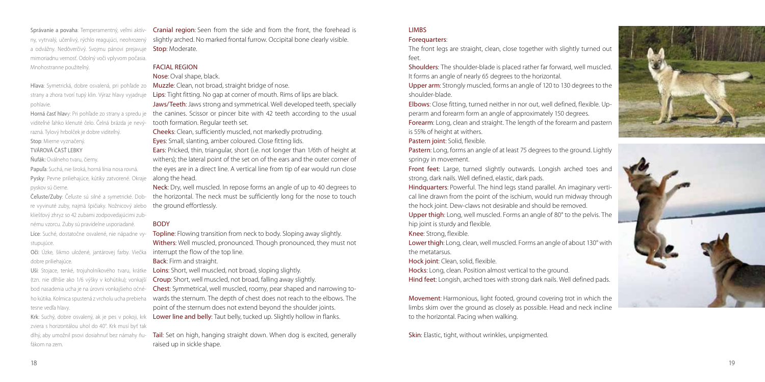**Správanie a povaha**: Temperamentný, veľmi aktívny, vytrvalý, učenlivý, rýchlo reagujúci, neohrozený a odvážny. Nedôverčivý. Svojmu pánovi prejavuje mimoriadnu vernosť. Odolný voči vplyvom počasia. Mnohostranne použiteľný.

**Hlava**: Symetrická, dobre osvalená, pri pohľade zo strany a zhora tvorí tupý klin. Výraz hlavy vyjadruje pohlavie.

**Horná časť hlavy**: Pri pohľade zo strany a spredu je viditeľné ľahko klenuté čelo. Čelná brázda je nevýrazná. Tylový hrbolček je dobre viditeľný.

**Stop**: Mierne vyznačený.

TVÁROVÁ ČASŤ LEBKY

**Ňufák**: Oválneho tvaru, čierny.

**Papuľa**: Suchá, nie široká, horná línia nosa rovná.

**Pysky**: Pevne priliehajúce, kútiky zatvorené. Okraje pyskov sú čierne.

**Čeľuste/Zuby**: Čeľuste sú silné a symetrické. Dobre vyvinuté zuby, najmä špičiaky. Nožnicový alebo kliešťový zhryz so 42 zubami zodpovedajúcimi zubnému vzorcu. Zuby sú pravidelne usporiadané.

**Líce**: Suché, dostatočne osvalené, nie nápadne vystupujúce.

**Oči**: Úzke, šikmo uložené, jantárovej farby. Viečka dobre priliehajúce.

**Uši**: Stojace, tenké, trojuholníkového tvaru, krátke (t.zn. nie dlhšie ako 1/6 výšky v kohútiku); vonkajší bod nasadenia ucha je na úrovni vonkajšieho očného kútika. Kolmica spustená z vrcholu ucha prebieha tesne vedľa hlavy.

**Krk**: Suchý, dobre osvalený, ak je pes v pokoji, krk zviera s horizontálou uhol do 40°. Krk musí byť tak dlhý, aby umožnil psovi dosiahnuť bez námahy ňufákom na zem.

**Cranial region**: Seen from the side and from the front, the forehead is slightly arched. No marked frontal furrow. Occipital bone clearly visible.

**Stop**: Moderate.

## FACIAL REGION

**Nose**: Oval shape, black.

**Muzzle**: Clean, not broad, straight bridge of nose.

**Lips**: Tight fitting. No gap at corner of mouth. Rims of lips are black.

**Jaws/Teeth**: Jaws strong and symmetrical. Well developed teeth, specially the canines. Scissor or pincer bite with 42 teeth according to the usual tooth formation. Regular teeth set.

**Cheeks**: Clean, sufficiently muscled, not markedly protruding.

**Eyes**: Small, slanting, amber coloured. Close fitting lids.

**Ears**: Pricked, thin, triangular, short (i.e. not longer than 1/6th of height at withers); the lateral point of the set on of the ears and the outer corner of the eyes are in a direct line. A vertical line from tip of ear would run close along the head.

**Neck**: Dry, well muscled. In repose forms an angle of up to 40 degrees to the horizontal. The neck must be sufficiently long for the nose to touch the ground effortlessly.

## BODY

**Topline**: Flowing transition from neck to body. Sloping away slightly.

**Withers**: Well muscled, pronounced. Though pronounced, they must not interrupt the flow of the top line.

**Back**: Firm and straight.

**Loins**: Short, well muscled, not broad, sloping slightly.

**Croup**: Short, well muscled, not broad, falling away slightly.

**Chest**: Symmetrical, well muscled, roomy, pear shaped and narrowing towards the sternum. The depth of chest does not reach to the elbows. The point of the sternum does not extend beyond the shoulder joints.

**Lower line and belly**: Taut belly, tucked up. Slightly hollow in flanks.

**Tail**: Set on high, hanging straight down. When dog is excited, generally raised up in sickle shape.

## LIMBS

**Forequarters**:

The front legs are straight, clean, close together with slightly turned out feet.

**Shoulders**: The shoulder-blade is placed rather far forward, well muscled. It forms an angle of nearly 65 degrees to the horizontal.

**Upper arm**: Strongly muscled, forms an angle of 120 to 130 degrees to the shoulder-blade.

**Elbows**: Close fitting, turned neither in nor out, well defined, flexible. Upperarm and forearm form an angle of approximately 150 degrees.

**Forearm**: Long, clean and straight. The length of the forearm and pastern is 55% of height at withers.

**Pastern joint**: Solid, flexible.

**Pastern**: Long, forms an angle of at least 75 degrees to the ground. Lightly springy in movement.

**Front feet**: Large, turned slightly outwards. Longish arched toes and strong, dark nails. Well defined, elastic, dark pads.

**Hindquarters**: Powerful. The hind legs stand parallel. An imaginary vertical line drawn from the point of the ischium, would run midway through the hock joint. Dew-claws not desirable and should be removed.

**Upper thigh**: Long, well muscled. Forms an angle of 80° to the pelvis. The hip joint is sturdy and flexible.

**Knee**: Strong, flexible.

**Lower thigh**: Long, clean, well muscled. Forms an angle of about 130° with the metatarsus.

**Hock joint**: Clean, solid, flexible.

**Hocks**: Long, clean. Position almost vertical to the ground.

**Hind feet**: Longish, arched toes with strong dark nails. Well defined pads.

**Movement**: Harmonious, light footed, ground covering trot in which the limbs skim over the ground as closely as possible. Head and neck incline to the horizontal. Pacing when walking.

**Skin**: Elastic, tight, without wrinkles, unpigmented.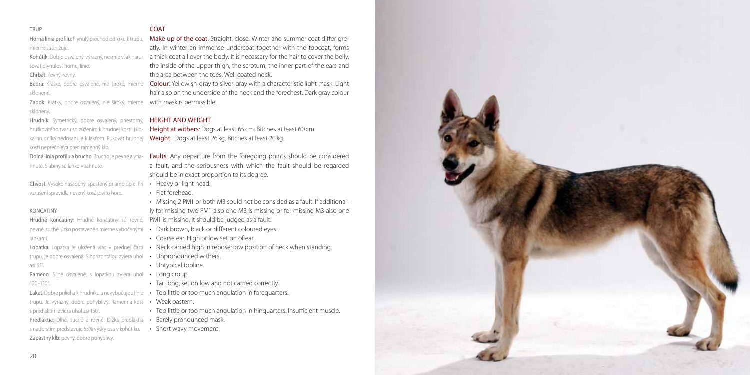## TRUP

**Horná línia profilu**: Plynulý prechod od krku k trupu, mierne sa znižuje.

**Kohútik**: Dobre osvalený, výrazný, nesmie však narušovať plynulosť hornej línie.

**Chrbát**: Pevný, rovný.

**Bedrá**: Krátke, dobre osvalené, nie široké, mierne sklonené.

**Zadok**: Krátky, dobre osvalený, nie široký, mierne sklonený.

**Hrudník**: Symetrický, dobre osvalený, priestorný, hruškovitého tvaru so zúžením k hrudnej kosti. Hĺbka hrudníka nedosahuje k lakťom. Rukoväť hrudnej kosti neprečnieva pred ramenný kĺb.

**Dolná línia profilu a brucho**: Brucho je pevné a vtiahnuté. Slabiny sú ľahko vtiahnuté.

**Chvost**: Vysoko nasadený, spustený priamo dole. Pri vzrušení spravidla nesený kosákovito hore.

## KONČATINY

**Hrudné končatiny**: Hrudné končatiny sú rovné, pevné, suché, úzko postavené s mierne vybočenými labkami.

**Lopatka**: Lopatka je uložená viac v prednej časti trupu, je dobre osvalená. S horizontálou zviera uhol asi 65°.

**Rameno**: Silne osvalené; s lopatkou zviera uhol 120–130°.

**Lakeť**: Dobre prilieha k hrudníku a nevybočuje z línie trupu. Je výrazný, dobre pohyblivý. Ramenná kosť s predlaktím zviera uhol asi 150°.

**Predlaktie**: Dlhé, suché a rovné. Dĺžka predlaktia s nadprstím predstavuje 55% výšky psa v kohútiku.

**Zápästný kĺb**: pevný, dobre pohyblivý.

## COAT

**Make up of the coat**: Straight, close. Winter and summer coat differ greatly. In winter an immense undercoat together with the topcoat, forms a thick coat all over the body. It is necessary for the hair to cover the belly, the inside of the upper thigh, the scrotum, the inner part of the ears and the area between the toes. Well coated neck.

**Colour**: Yellowish-gray to silver-gray with a characteristic light mask. Light hair also on the underside of the neck and the forechest. Dark gray colour with mask is permissible.

## HEIGHT AND WEIGHT

**Height at withers**: Dogs at least 65 cm. Bitches at least 60 cm.

**Weight**: Dogs at least 26 kg. Bitches at least 20 kg.

**Faults**: Any departure from the foregoing points should be considered a fault, and the seriousness with which the fault should be regarded should be in exact proportion to its degree.

- Heavy or light head.
- Flat forehead.
- Missing 2 PM1 or both M3 sould not be consided as a fault. If additionally for missing two PM1 also one M3 is missing or for missing M3 also one PM1 is missing, it should be judged as a fault.
- Dark brown, black or different coloured eyes.
- Coarse ear. High or low set on of ear.
- Neck carried high in repose; low position of neck when standing.
- Unpronounced withers.
- Untypical topline.
- Long croup.
- Tail long, set on low and not carried correctly.
- Too little or too much angulation in forequarters.
- Weak pastern.
- Too little or too much angulation in hinquarters. Insufficient muscle.
- Barely pronounced mask.
- Short wavy movement.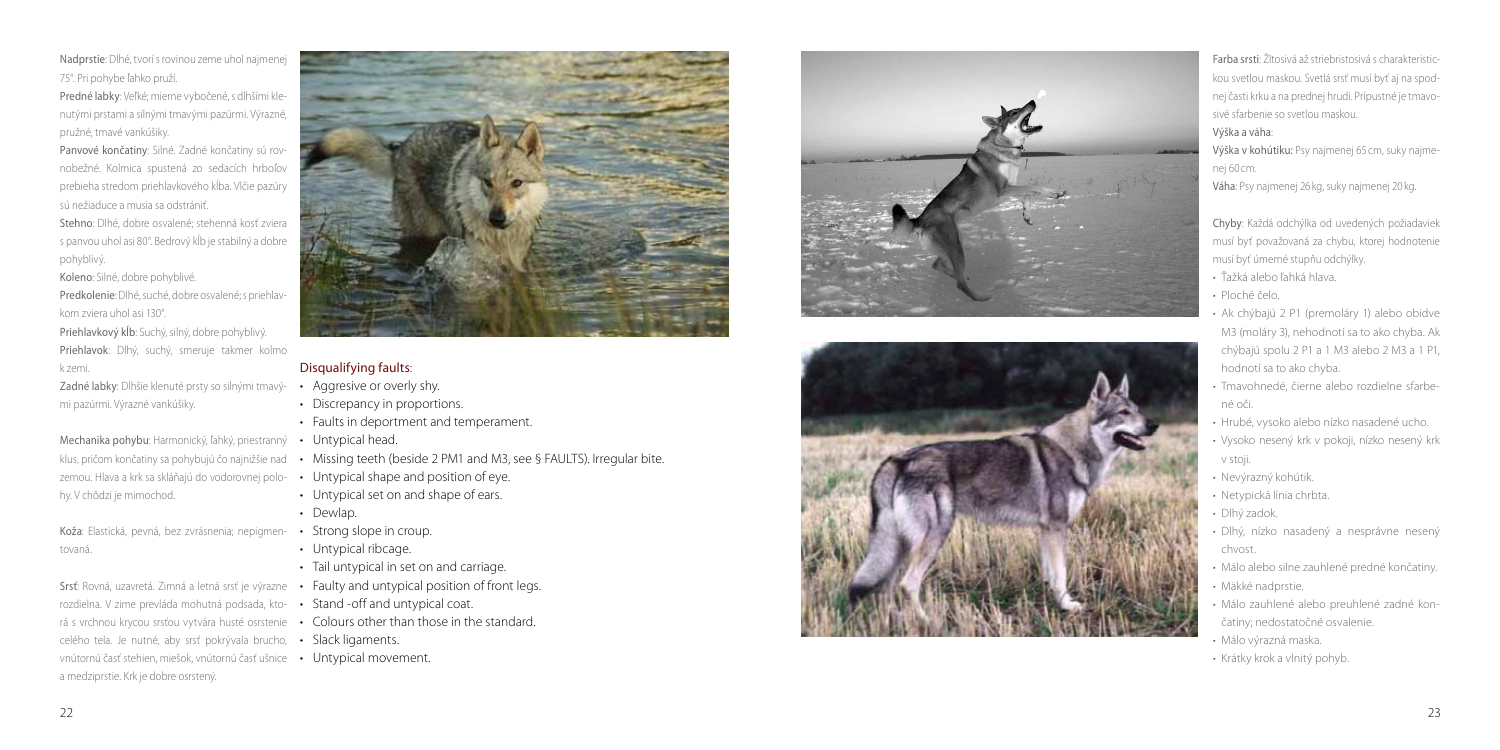**Nadprstie**: Dlhé, tvorí s rovinou zeme uhol najmenej 75°. Pri pohybe ľahko pruží.

**Predné labky**: Veľké; mierne vybočené, s dlhšími klenutými prstami a silnými tmavými pazúrmi. Výrazné, pružné, tmavé vankúšiky.

**Panvové končatiny**: Silné. Zadné končatiny sú rovnobežné. Kolmica spustená zo sedacích hrboľov prebieha stredom priehlavkového kĺba. Vlčie pazúry sú nežiaduce a musia sa odstrániť.

**Stehno**: Dlhé, dobre osvalené; stehenná kosť zviera s panvou uhol asi 80°. Bedrový kĺb je stabilný a dobre pohyblivý.

**Koleno**: Silné, dobre pohyblivé.

**Predkolenie**: Dlhé, suché, dobre osvalené; s priehlavkom zviera uhol asi 130°.

**Priehlavkový kĺb**: Suchý, silný, dobre pohyblivý.

**Priehlavok**: Dlhý, suchý, smeruje takmer kolmo k zemi.

**Zadné labky**: Dlhšie klenuté prsty so silnými tmavými pazúrmi. Výrazné vankúšiky.

**Mechanika pohybu**: Harmonický, ľahký, priestranný klus, pričom končatiny sa pohybujú čo najnižšie nad zemou. Hlava a krk sa skláňajú do vodorovnej polohy. V chôdzi je mimochod.

**Koža**: Elastická, pevná, bez zvrásnenia; nepigmentovaná.

**Srsť**: Rovná, uzavretá. Zimná a letná srsť je výrazne rozdielna. V zime prevláda mohutná podsada, ktorá s vrchnou krycou srsťou vytvára husté osrstenie celého tela. Je nutné, aby srsť pokrývala brucho, vnútornú časť stehien, miešok, vnútornú časť ušnice a medziprstie. Krk je dobre osrstený.

## Disqualifying faults:

- Aggresive or overly shy.
- Discrepancy in proportions.
- Faults in deportment and temperament.
- Untypical head.
- Missing teeth (beside 2 PM1 and M3, see § FAULTS). Irregular bite.
- Untypical shape and position of eye.
- Untypical set on and shape of ears.
- Dewlap.
- Strong slope in croup.
- Untypical ribcage.
- Tail untypical in set on and carriage.
- Faulty and untypical position of front legs.
- Stand -off and untypical coat.
- Colours other than those in the standard.
- Slack ligaments.
- Untypical movement.

**Farba srsti**: Žltosivá až striebristosivá s charakteristickou svetlou maskou. Svetlá srsť musí byť aj na spodnej časti krku a na prednej hrudi. Prípustné je tmavosivé sfarbenie so svetlou maskou.

**Výška a váha**:

**Výška v kohútiku:** Psy najmenej 65 cm, suky najmenej 60 cm.

**Váha**: Psy najmenej 26 kg, suky najmenej 20 kg.

**Chyby**: Každá odchýlka od uvedených požiadaviek musí byť považovaná za chybu, ktorej hodnotenie musí byť úmerné stupňu odchýlky.

- Ťažká alebo ľahká hlava.
- Ploché čelo.
- Ak chýbajú 2 P1 (premoláry 1) alebo obidve M3 (moláry 3), nehodnotí sa to ako chyba. Ak chýbajú spolu 2 P1 a 1 M3 alebo 2 M3 a 1 P1, hodnotí sa to ako chyba.
- Tmavohnedé, čierne alebo rozdielne sfarbené oči.
- Hrubé, vysoko alebo nízko nasadené ucho.
- Vysoko nesený krk v pokoji, nízko nesený krk v stoji.
- Nevýrazný kohútik.
- Netypická línia chrbta.
- Dlhý zadok.
- Dlhý, nízko nasadený a nesprávne nesený chvost.
- Málo alebo silne zauhlené predné končatiny.
- Mäkké nadprstie.
- Málo zauhlené alebo preuhlené zadné končatiny; nedostatočné osvalenie.
- Málo výrazná maska.
- Krátky krok a vlnitý pohyb.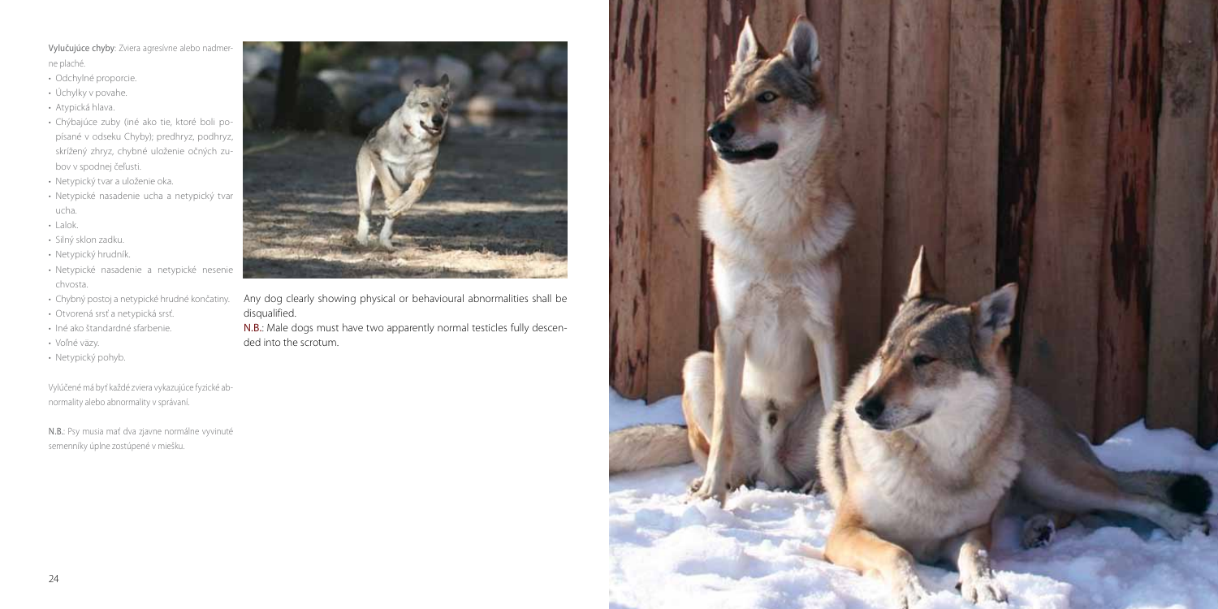**Vylučujúce chyby**: Zviera agresívne alebo nadmerne plaché.

- Odchylné proporcie.
- Úchylky v povahe.
- Atypická hlava.
- Chýbajúce zuby (iné ako tie, ktoré boli popísané v odseku Chyby); predhryz, podhryz, skrížený zhryz, chybné uloženie očných zubov v spodnej čeľusti.
- Netypický tvar a uloženie oka.
- Netypické nasadenie ucha a netypický tvar ucha.
- Lalok.
- Silný sklon zadku.
- Netypický hrudník.
- Netypické nasadenie a netypické nesenie chvosta.
- Chybný postoj a netypické hrudné končatiny.
- Otvorená srsť a netypická srsť.
- Iné ako štandardné sfarbenie.
- Voľné väzy.
- Netypický pohyb.

Vylúčené má byť každé zviera vykazujúce fyzické abnormality alebo abnormality v správaní.

N.B.: Psy musia mať dva zjavne normálne vyvinuté semenníky úplne zostúpené v miešku.

Any dog clearly showing physical or behavioural abnormalities shall be disqualified.

N.B.: Male dogs must have two apparently normal testicles fully descended into the scrotum.